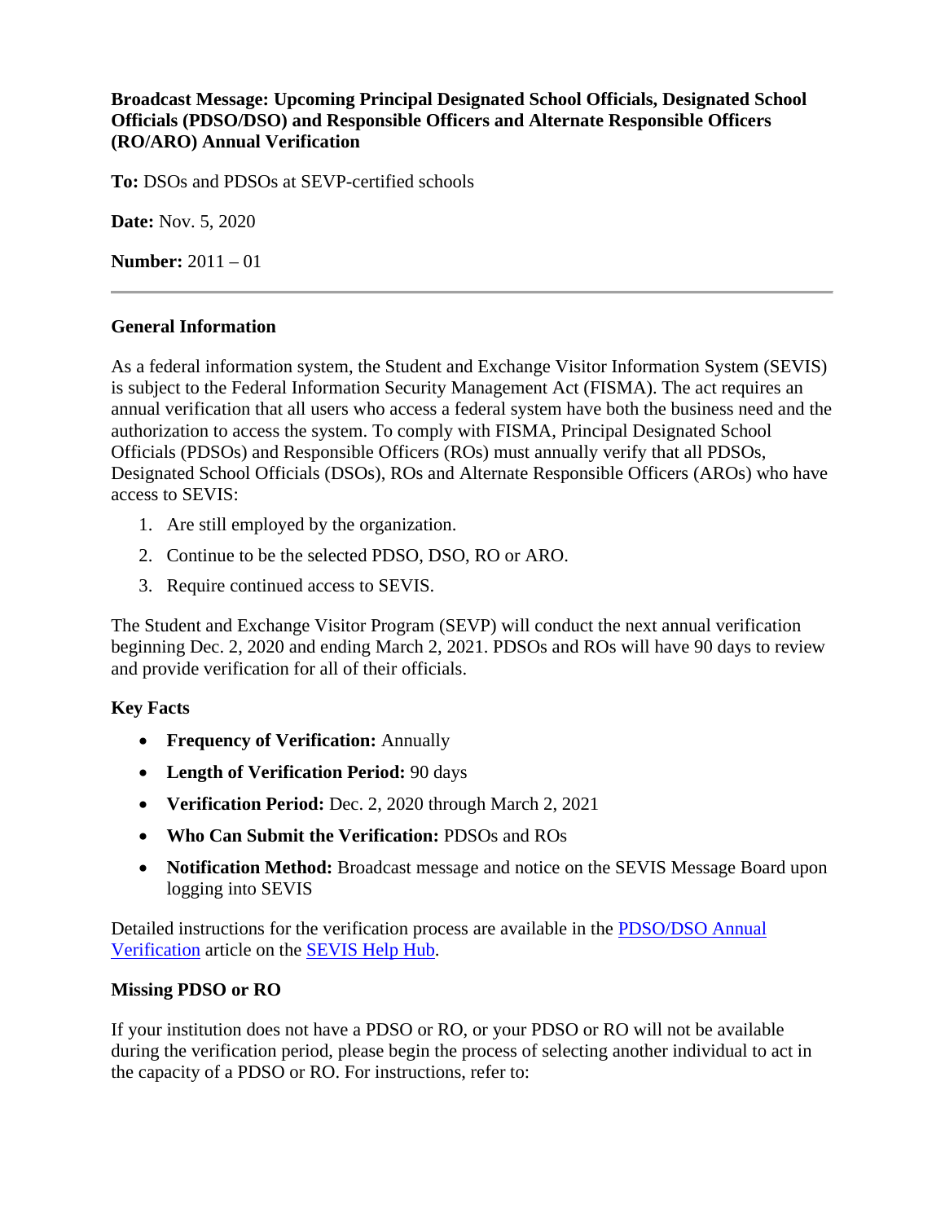**Broadcast Message: Upcoming Principal Designated School Officials, Designated School Officials (PDSO/DSO) and Responsible Officers and Alternate Responsible Officers (RO/ARO) Annual Verification**

**To:** DSOs and PDSOs at SEVP-certified schools

**Date:** Nov. 5, 2020

**Number:** 2011 – 01

---

**General Information**

As a federal information system, the Student and Exchange Visitor Information System (SEVIS) is subject to the Federal Information Security Management Act (FISMA). The act requires an annual verification that all users who access a federal system have both the business need and the authorization to access the system. To comply with FISMA, Principal Designated School Officials (PDSOs) and Responsible Officers (ROs) must annually verify that all PDSOs, Designated School Officials (DSOs), ROs and Alternate Responsible Officers (AROs) who have access to SEVIS:

1. Are still employed by the organization.
2. Continue to be the selected PDSO, DSO, RO or ARO.
3. Require continued access to SEVIS.

The Student and Exchange Visitor Program (SEVP) will conduct the next annual verification beginning Dec. 2, 2020 and ending March 2, 2021. PDSOs and ROs will have 90 days to review and provide verification for all of their officials.

**Key Facts**

- **Frequency of Verification:** Annually
- **Length of Verification Period:** 90 days
- **Verification Period:** Dec. 2, 2020 through March 2, 2021
- **Who Can Submit the Verification:** PDSOs and ROs
- **Notification Method:** Broadcast message and notice on the SEVIS Message Board upon logging into SEVIS

Detailed instructions for the verification process are available in the PDSO/DSO Annual Verification article on the SEVIS Help Hub.

**Missing PDSO or RO**

If your institution does not have a PDSO or RO, or your PDSO or RO will not be available during the verification period, please begin the process of selecting another individual to act in the capacity of a PDSO or RO. For instructions, refer to: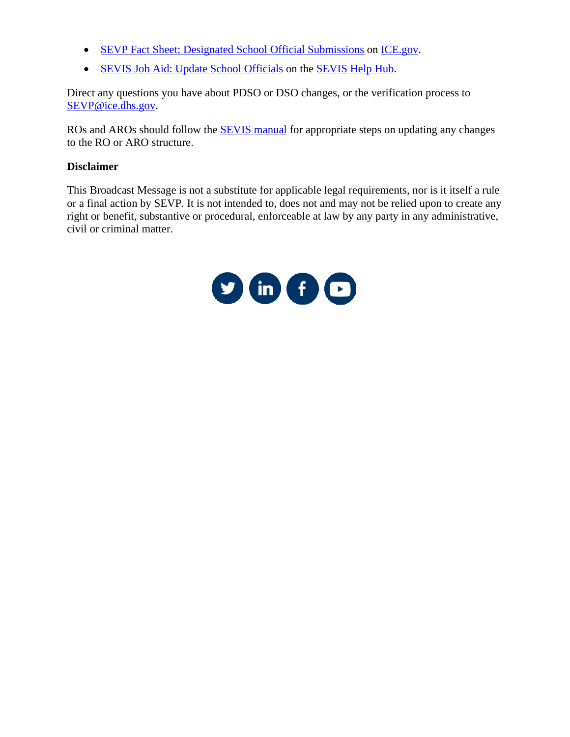- SEVP Fact Sheet: Designated School Official Submissions on ICE.gov.
- SEVIS Job Aid: Update School Officials on the SEVIS Help Hub.

Direct any questions you have about PDSO or DSO changes, or the verification process to SEVP@ice.dhs.gov.

ROs and AROs should follow the SEVIS manual for appropriate steps on updating any changes to the RO or ARO structure.

**Disclaimer**

This Broadcast Message is not a substitute for applicable legal requirements, nor is it itself a rule or a final action by SEVP. It is not intended to, does not and may not be relied upon to create any right or benefit, substantive or procedural, enforceable at law by any party in any administrative, civil or criminal matter.